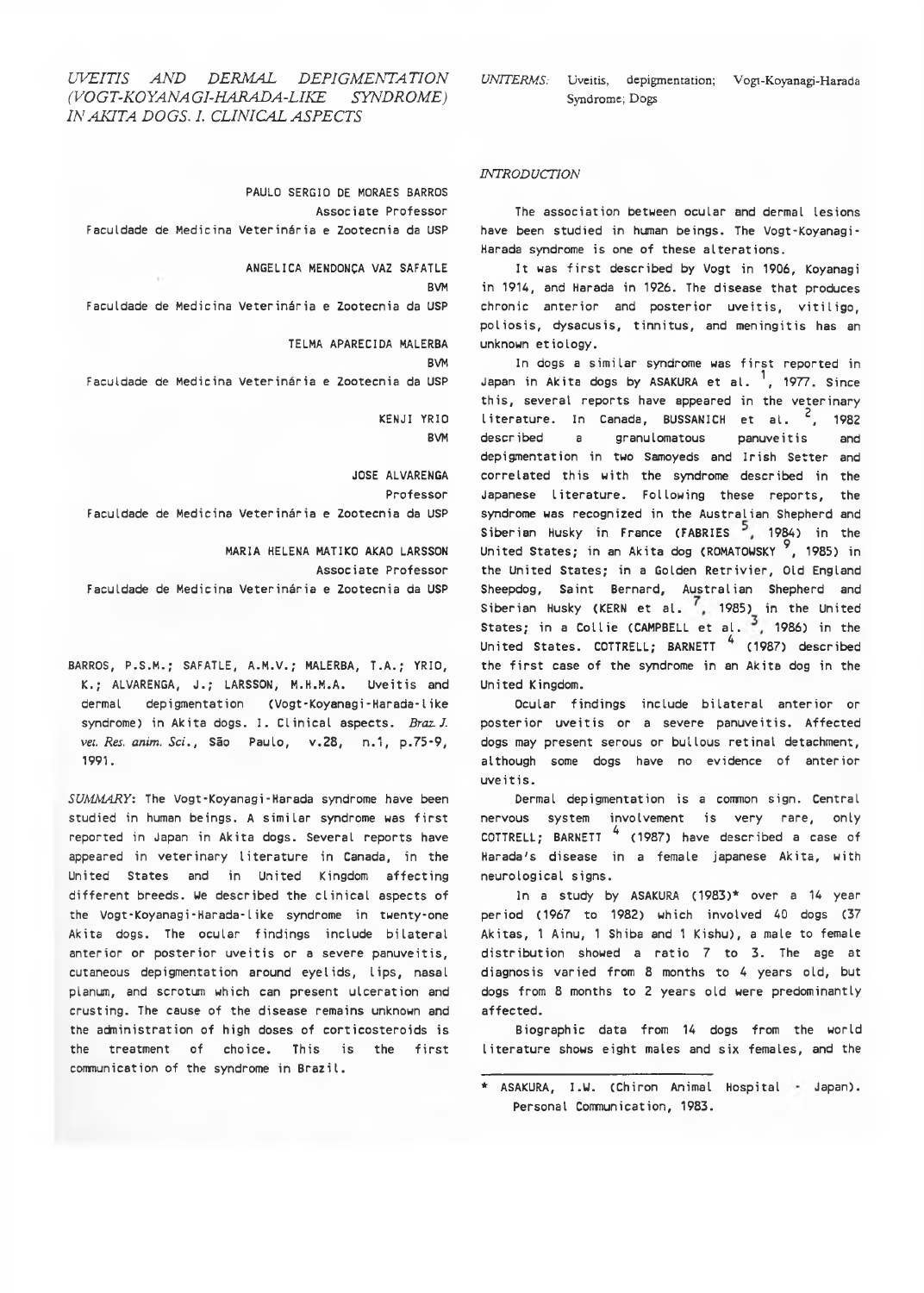# UVEITIS AND DERMAL DEPIGMENTATION (VOGT-KOYANAGI-HARADA-LIKE SYNDROME) IN AKITA DOGS. I. CLINICAL ASPECTS

*UNITERMS:* Uveitis, depigmentation; Vogt-Koyanagi-Harada Syndrome; Dogs

PAULO SERGIO DE MORAES BARROS
Associate Professor
Faculdade de Medicina Veterinária e Zootecnia da USP

ANGELICA MENDONÇA VAZ SAFATLE
BVM
Faculdade de Medicina Veterinária e Zootecnia da USP

TELMA APARECIDA MALERBA
BVM
Faculdade de Medicina Veterinária e Zootecnia da USP

KENJI YRIO
BVM

JOSE ALVARENGA
Professor
Faculdade de Medicina Veterinária e Zootecnia da USP

MARIA HELENA MATIKO AKAO LARSSON
Associate Professor
Faculdade de Medicina Veterinária e Zootecnia da USP

BARROS, P.S.M.; SAFATLE, A.M.V.; MALERBA, T.A.; YRIO, K.; ALVARENGA, J.; LARSSON, M.H.M.A. Uveitis and dermal depigmentation (Vogt-Koyanagi-Harada-like syndrome) in Akita dogs. I. Clinical aspects. *Braz. J. vet. Res. anim. Sci.*, São Paulo, v.28, n.1, p.75-9, 1991.

*SUMMARY*: The Vogt-Koyanagi-Harada syndrome have been studied in human beings. A similar syndrome was first reported in Japan in Akita dogs. Several reports have appeared in veterinary literature in Canada, in the United States and in United Kingdom affecting different breeds. We described the clinical aspects of the Vogt-Koyanagi-Harada-like syndrome in twenty-one Akita dogs. The ocular findings include bilateral anterior or posterior uveitis or a severe panuveitis, cutaneous depigmentation around eyelids, lips, nasal planum, and scrotum which can present ulceration and crusting. The cause of the disease remains unknown and the administration of high doses of corticosteroids is the treatment of choice. This is the first communication of the syndrome in Brazil.

## INTRODUCTION

The association between ocular and dermal lesions have been studied in human beings. The Vogt-Koyanagi-Harada syndrome is one of these alterations.

It was first described by Vogt in 1906, Koyanagi in 1914, and Harada in 1926. The disease that produces chronic anterior and posterior uveitis, vitiligo, poliosis, dysacusis, tinnitus, and meningitis has an unknown etiology.

In dogs a similar syndrome was first reported in Japan in Akita dogs by ASAKURA et al. [1], 1977. Since this, several reports have appeared in the veterinary literature. In Canada, BUSSANICH et al. [2], 1982 described a granulomatous panuveitis and depigmentation in two Samoyeds and Irish Setter and correlated this with the syndrome described in the Japanese literature. Following these reports, the syndrome was recognized in the Australian Shepherd and Siberian Husky in France (FABRIES [5], 1984) in the United States; in an Akita dog (ROMATOWSKY [9], 1985) in the United States; in a Golden Retrivier, Old England Sheepdog, Saint Bernard, Australian Shepherd and Siberian Husky (KERN et al. [7], 1985) in the United States; in a Collie (CAMPBELL et al. [3], 1986) in the United States. COTTRELL; BARNETT [4] (1987) described the first case of the syndrome in an Akita dog in the United Kingdom.

Ocular findings include bilateral anterior or posterior uveitis or a severe panuveitis. Affected dogs may present serous or bullous retinal detachment, although some dogs have no evidence of anterior uveitis.

Dermal depigmentation is a common sign. Central nervous system involvement is very rare, only COTTRELL; BARNETT [4] (1987) have described a case of Harada's disease in a female japanese Akita, with neurological signs.

In a study by ASAKURA (1983)* over a 14 year period (1967 to 1982) which involved 40 dogs (37 Akitas, 1 Ainu, 1 Shiba and 1 Kishu), a male to female distribution showed a ratio 7 to 3. The age at diagnosis varied from 8 months to 4 years old, but dogs from 8 months to 2 years old were predominantly affected.

Biographic data from 14 dogs from the world literature shows eight males and six females, and the

\* ASAKURA, I.W. (Chiron Animal Hospital - Japan). Personal Communication, 1983.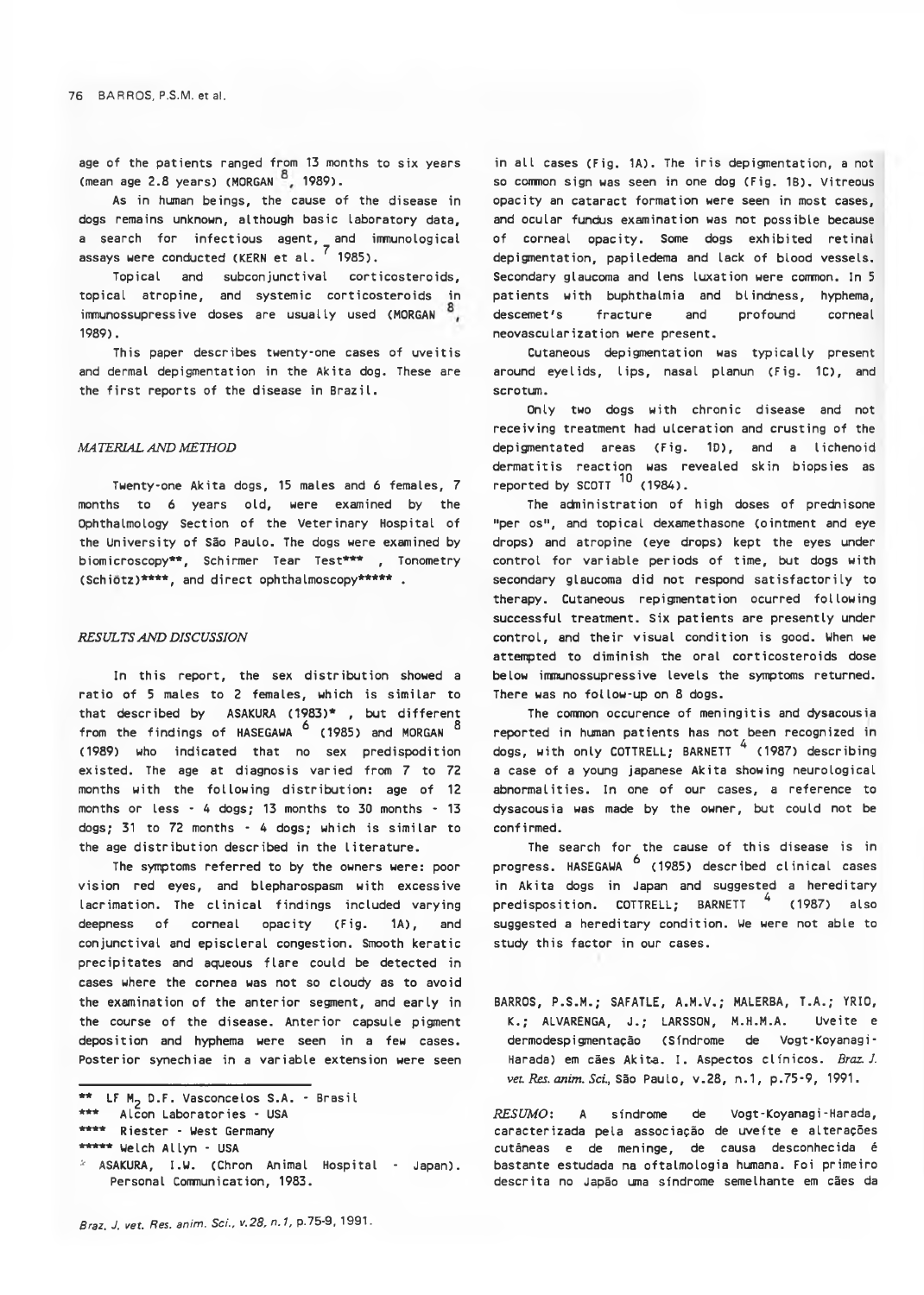age of the patients ranged from 13 months to six years (mean age 2.8 years) (MORGAN [8], 1989).

As in human beings, the cause of the disease in dogs remains unknown, although basic laboratory data, a search for infectious agent, and immunological assays were conducted (KERN et al. [7] 1985).

Topical and subconjunctival corticosteroids, topical atropine, and systemic corticosteroids in immunossupressive doses are usually used (MORGAN [8], 1989).

This paper describes twenty-one cases of uveitis and dermal depigmentation in the Akita dog. These are the first reports of the disease in Brazil.

## *MATERIAL AND METHOD*

Twenty-one Akita dogs, 15 males and 6 females, 7 months to 6 years old, were examined by the Ophthalmology Section of the Veterinary Hospital of the University of São Paulo. The dogs were examined by biomicroscopy**, Schirmer Tear Test*** , Tonometry (Schiötz)****, and direct ophthalmoscopy***** .

## *RESULTS AND DISCUSSION*

In this report, the sex distribution showed a ratio of 5 males to 2 females, which is similar to that described by ASAKURA (1983)* , but different from the findings of HASEGAWA [6] (1985) and MORGAN [8] (1989) who indicated that no sex predispodition existed. The age at diagnosis varied from 7 to 72 months with the following distribution: age of 12 months or less - 4 dogs; 13 months to 30 months - 13 dogs; 31 to 72 months - 4 dogs; which is similar to the age distribution described in the literature.

The symptoms referred to by the owners were: poor vision red eyes, and blepharospasm with excessive lacrimation. The clinical findings included varying deepness of corneal opacity (Fig. 1A), and conjunctival and episcleral congestion. Smooth keratic precipitates and aqueous flare could be detected in cases where the cornea was not so cloudy as to avoid the examination of the anterior segment, and early in the course of the disease. Anterior capsule pigment deposition and hyphema were seen in a few cases. Posterior synechiae in a variable extension were seen in all cases (Fig. 1A). The iris depigmentation, a not so common sign was seen in one dog (Fig. 1B). Vitreous opacity an cataract formation were seen in most cases, and ocular fundus examination was not possible because of corneal opacity. Some dogs exhibited retinal depigmentation, papiledema and lack of blood vessels. Secondary glaucoma and lens luxation were common. In 5 patients with buphthalmia and blindness, hyphema, descemet's fracture and profound corneal neovascularization were present.

Cutaneous depigmentation was typically present around eyelids, lips, nasal planun (Fig. 1C), and scrotum.

Only two dogs with chronic disease and not receiving treatment had ulceration and crusting of the depigmentated areas (Fig. 1D), and a lichenoid dermatitis reaction was revealed skin biopsies as reported by SCOTT [10] (1984).

The administration of high doses of prednisone "per os", and topical dexamethasone (ointment and eye drops) and atropine (eye drops) kept the eyes under control for variable periods of time, but dogs with secondary glaucoma did not respond satisfactorily to therapy. Cutaneous repigmentation ocurred following successful treatment. Six patients are presently under control, and their visual condition is good. When we attempted to diminish the oral corticosteroids dose below immunossupressive levels the symptoms returned. There was no follow-up on 8 dogs.

The common occurence of meningitis and dysacousia reported in human patients has not been recognized in dogs, with only COTTRELL; BARNETT [4] (1987) describing a case of a young japanese Akita showing neurological abnormalities. In one of our cases, a reference to dysacousia was made by the owner, but could not be confirmed.

The search for the cause of this disease is in progress. HASEGAWA [6] (1985) described clinical cases in Akita dogs in Japan and suggested a hereditary predisposition. COTTRELL; BARNETT [4] (1987) also suggested a hereditary condition. We were not able to study this factor in our cases.

BARROS, P.S.M.; SAFATLE, A.M.V.; MALERBA, T.A.; YRIO, K.; ALVARENGA, J.; LARSSON, M.H.M.A. Uveíte e dermodespigmentação (Síndrome de Vogt-Koyanagi-Harada) em cães Akita. I. Aspectos clínicos. *Braz. J. vet. Res. anim. Sci.*, São Paulo, v.28, n.1, p.75-9, 1991.

*RESUMO*: A síndrome de Vogt-Koyanagi-Harada, caracterizada pela associação de uveíte e alterações cutâneas e de meninge, de causa desconhecida é bastante estudada na oftalmologia humana. Foi primeiro descrita no Japão uma síndrome semelhante em cães da

---

** LF $M_2$ D.F. Vasconcelos S.A. - Brasil
*** Alcon Laboratories - USA
**** Riester - West Germany
***** Welch Allyn - USA
* ASAKURA, I.W. (Chron Animal Hospital - Japan). Personal Communication, 1983.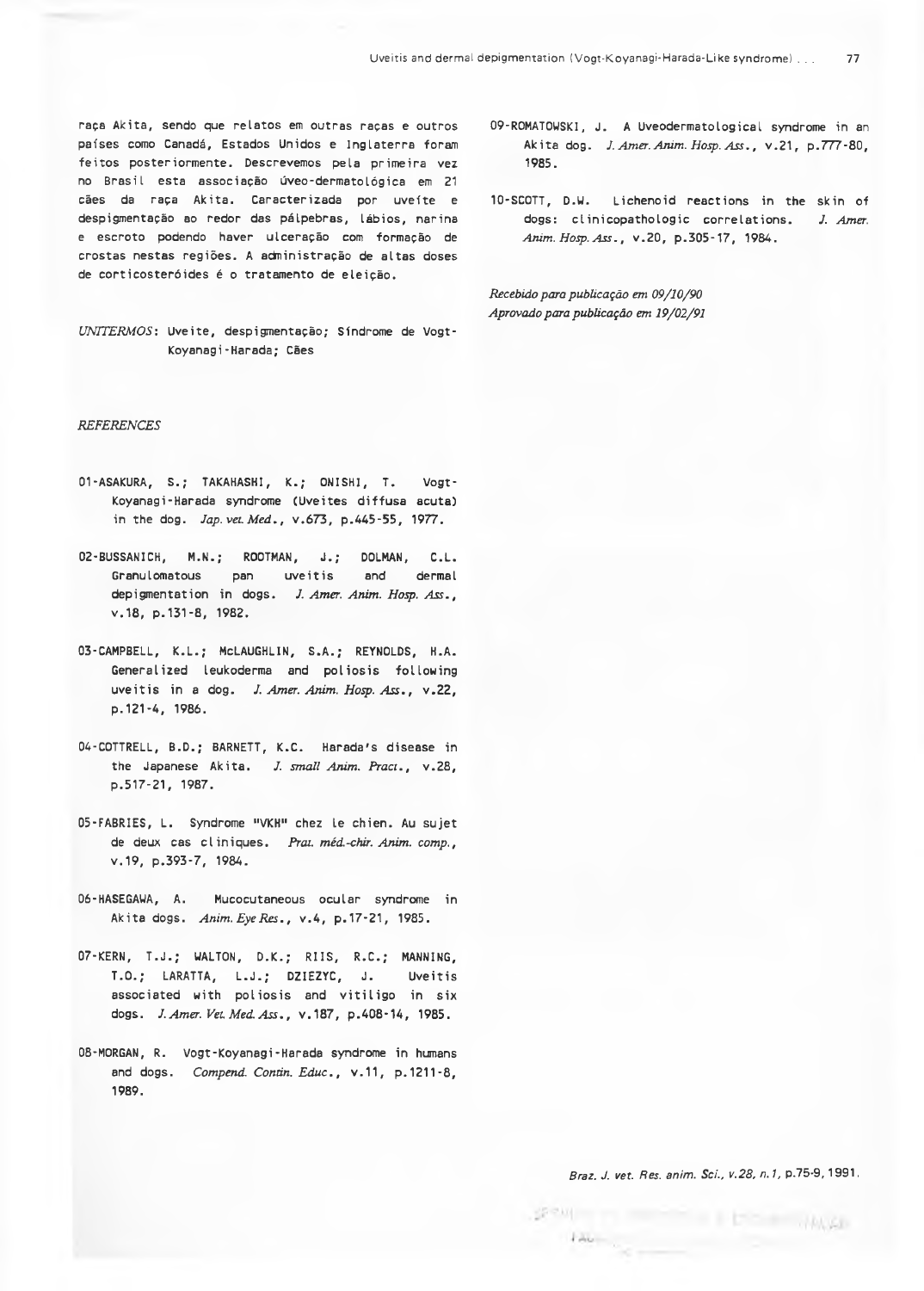raça Akita, sendo que relatos em outras raças e outros países como Canadá, Estados Unidos e Inglaterra foram feitos posteriormente. Descrevemos pela primeira vez no Brasil esta associação úveo-dermatológica em 21 cães da raça Akita. Caracterizada por uveíte e despigmentação ao redor das pálpebras, lábios, narina e escroto podendo haver ulceração com formação de crostas nestas regiões. A administração de altas doses de corticosteróides é o tratamento de eleição.

*UNITERMOS*: Uveíte, despigmentação; Síndrome de Vogt-Koyanagi-Harada; Cães

*REFERENCES*

01-ASAKURA, S.; TAKAHASHI, K.; ONISHI, T. Vogt-Koyanagi-Harada syndrome (Uveites diffusa acuta) in the dog. *Jap. vet. Med.*, v.673, p.445-55, 1977.

02-BUSSANICH, M.N.; ROOTMAN, J.; DOLMAN, C.L. Granulomatous pan uveitis and dermal depigmentation in dogs. *J. Amer. Anim. Hosp. Ass.*, v.18, p.131-8, 1982.

03-CAMPBELL, K.L.; McLAUGHLIN, S.A.; REYNOLDS, H.A. Generalized leukoderma and poliosis following uveitis in a dog. *J. Amer. Anim. Hosp. Ass.*, v.22, p.121-4, 1986.

04-COTTRELL, B.D.; BARNETT, K.C. Harada's disease in the Japanese Akita. *J. small Anim. Pract.*, v.28, p.517-21, 1987.

05-FABRIES, L. Syndrome "VKH" chez le chien. Au sujet de deux cas cliniques. *Prat. méd.-chir. Anim. comp.*, v.19, p.393-7, 1984.

06-HASEGAWA, A. Mucocutaneous ocular syndrome in Akita dogs. *Anim. Eye Res.*, v.4, p.17-21, 1985.

07-KERN, T.J.; WALTON, D.K.; RIIS, R.C.; MANNING, T.O.; LARATTA, L.J.; DZIEZYC, J. Uveitis associated with poliosis and vitiligo in six dogs. *J. Amer. Vet. Med. Ass.*, v.187, p.408-14, 1985.

08-MORGAN, R. Vogt-Koyanagi-Harada syndrome in humans and dogs. *Compend. Contin. Educ.*, v.11, p.1211-8, 1989.

09-ROMATOWSKI, J. A Uveodermatological syndrome in an Akita dog. *J. Amer. Anim. Hosp. Ass.*, v.21, p.777-80, 1985.

10-SCOTT, D.W. Lichenoid reactions in the skin of dogs: clinicopathologic correlations. *J. Amer. Anim. Hosp. Ass.*, v.20, p.305-17, 1984.

*Recebido para publicação em 09/10/90*
*Aprovado para publicação em 19/02/91*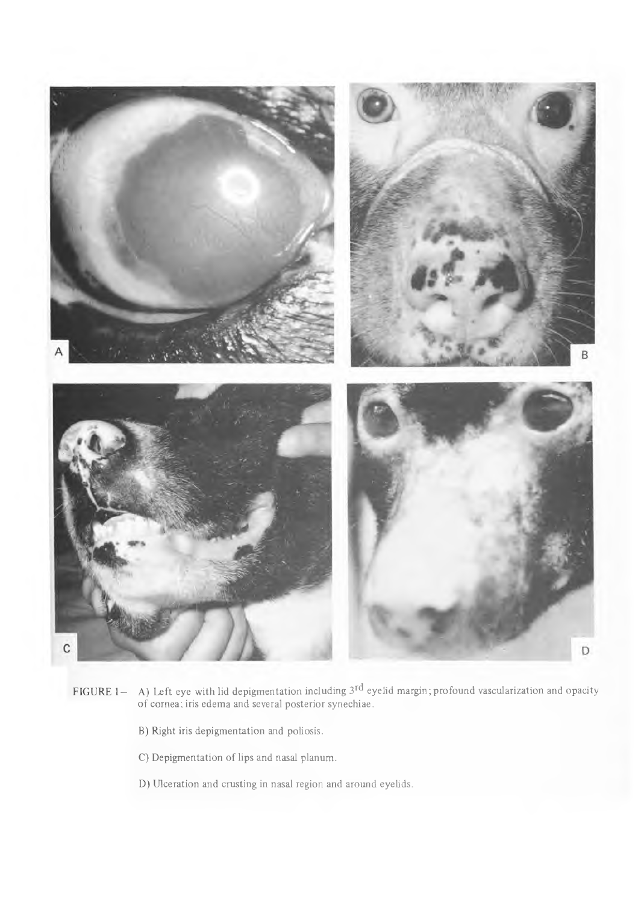FIGURE 1 — A) Left eye with lid depigmentation including 3rd eyelid margin; profound vascularization and opacity of cornea; iris edema and several posterior synechiae.

B) Right iris depigmentation and poliosis.

C) Depigmentation of lips and nasal planum.

D) Ulceration and crusting in nasal region and around eyelids.